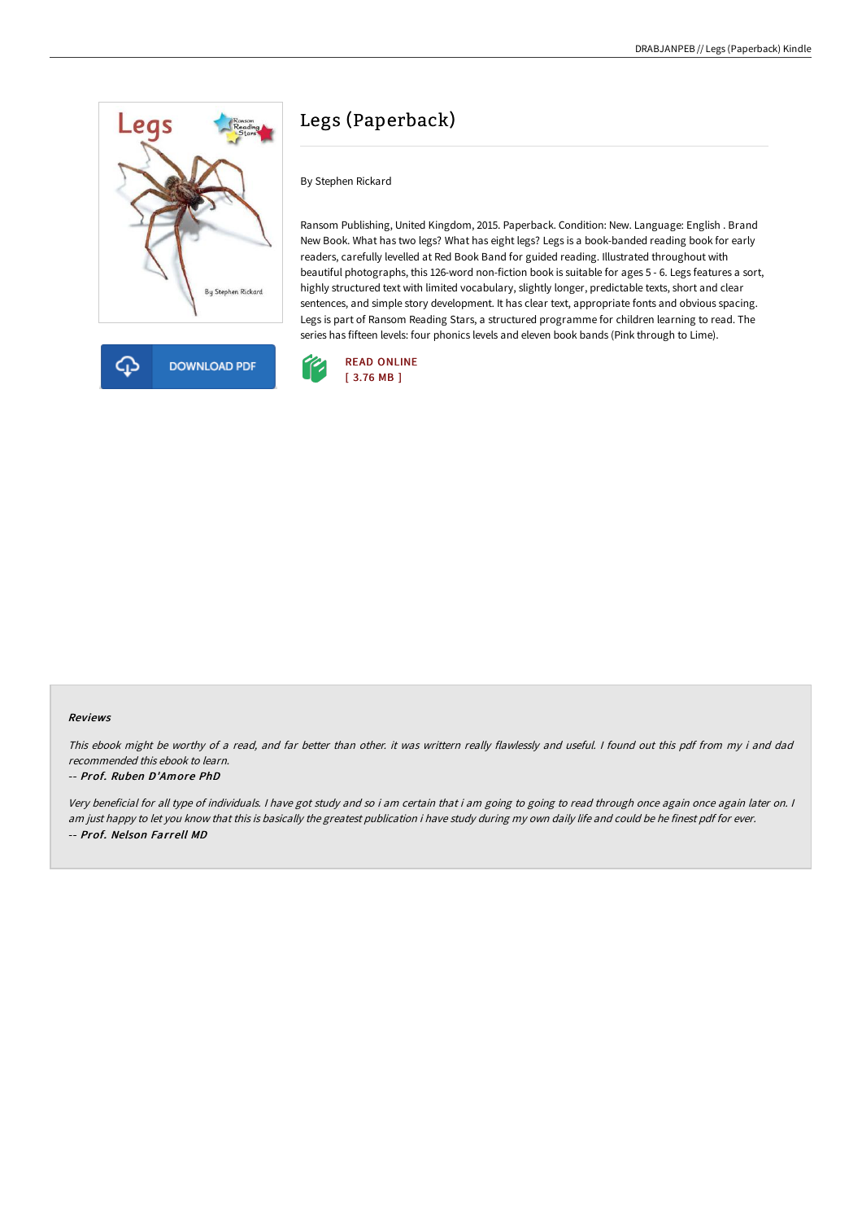# Legs (Paperback)

By Stephen Rickard

Ransom Publishing, United Kingdom, 2015. Paperback. Condition: New. Language: English . Brand New Book. What has two legs? What has eight legs? Legs is a book-banded reading book for early readers, carefully levelled at Red Book Band for guided reading. Illustrated throughout with beautiful photographs, this 126-word non-fiction book is suitable for ages 5 - 6. Legs features a sort, highly structured text with limited vocabulary, slightly longer, predictable texts, short and clear sentences, and simple story development. It has clear text, appropriate fonts and obvious spacing. Legs is part of Ransom Reading Stars, a structured programme for children learning to read. The series has fifteen levels: four phonics levels and eleven book bands (Pink through to Lime).

DOWNLOAD PDF

READ ONLINE
[ 3.76 MB ]

### Reviews

*This ebook might be worthy of a read, and far better than other. it was writtern really flawlessly and useful. I found out this pdf from my i and dad recommended this ebook to learn.*

*-- Prof. Ruben D'Amore PhD*

*Very beneficial for all type of individuals. I have got study and so i am certain that i am going to going to read through once again once again later on. I am just happy to let you know that this is basically the greatest publication i have study during my own daily life and could be he finest pdf for ever.*

*-- Prof. Nelson Farrell MD*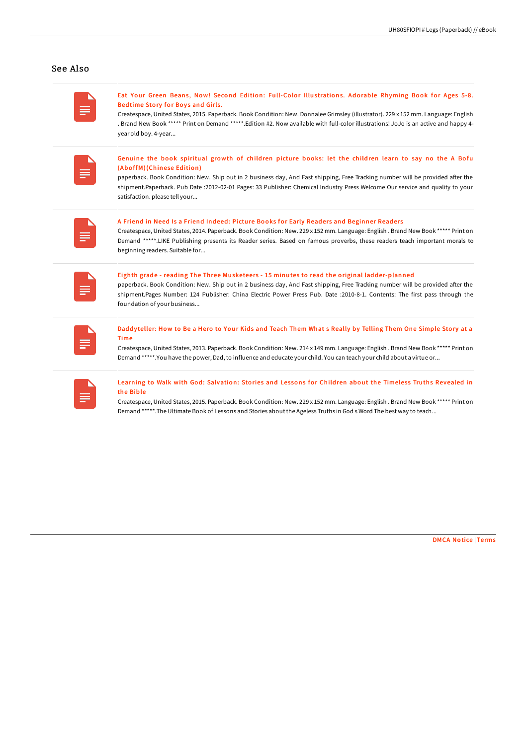## See Also

**Eat Your Green Beans, Now! Second Edition: Full-Color Illustrations. Adorable Rhyming Book for Ages 5-8. Bedtime Story for Boys and Girls.**

Createspace, United States, 2015. Paperback. Book Condition: New. Donnalee Grimsley (illustrator). 229 x 152 mm. Language: English . Brand New Book ***** Print on Demand *****.Edition #2. Now available with full-color illustrations! JoJo is an active and happy 4-year old boy. 4-year...

**Genuine the book spiritual growth of children picture books: let the children learn to say no the A Bofu (AboffM)(Chinese Edition)**

paperback. Book Condition: New. Ship out in 2 business day, And Fast shipping, Free Tracking number will be provided after the shipment.Paperback. Pub Date :2012-02-01 Pages: 33 Publisher: Chemical Industry Press Welcome Our service and quality to your satisfaction. please tell your...

**A Friend in Need Is a Friend Indeed: Picture Books for Early Readers and Beginner Readers**

Createspace, United States, 2014. Paperback. Book Condition: New. 229 x 152 mm. Language: English . Brand New Book ***** Print on Demand *****.LIKE Publishing presents its Reader series. Based on famous proverbs, these readers teach important morals to beginning readers. Suitable for...

**Eighth grade - reading The Three Musketeers - 15 minutes to read the original ladder-planned**

paperback. Book Condition: New. Ship out in 2 business day, And Fast shipping, Free Tracking number will be provided after the shipment.Pages Number: 124 Publisher: China Electric Power Press Pub. Date :2010-8-1. Contents: The first pass through the foundation of your business...

**Daddyteller: How to Be a Hero to Your Kids and Teach Them What s Really by Telling Them One Simple Story at a Time**

Createspace, United States, 2013. Paperback. Book Condition: New. 214 x 149 mm. Language: English . Brand New Book ***** Print on Demand *****.You have the power, Dad, to influence and educate your child. You can teach your child about a virtue or...

**Learning to Walk with God: Salvation: Stories and Lessons for Children about the Timeless Truths Revealed in the Bible**

Createspace, United States, 2015. Paperback. Book Condition: New. 229 x 152 mm. Language: English . Brand New Book ***** Print on Demand *****.The Ultimate Book of Lessons and Stories about the Ageless Truths in God s Word The best way to teach...

DMCA Notice | Terms